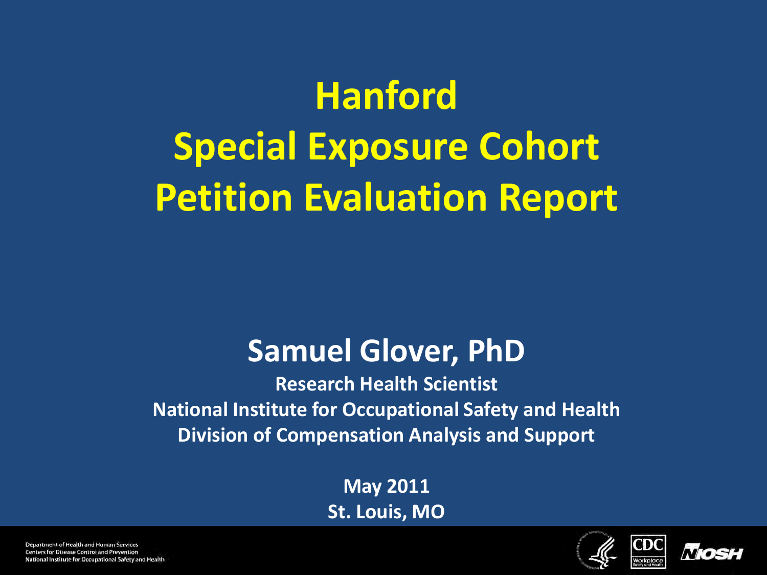# Hanford Special Exposure Cohort Petition Evaluation Report

## Samuel Glover, PhD

**Research Health Scientist**
**National Institute for Occupational Safety and Health**
**Division of Compensation Analysis and Support**

**May 2011**
**St. Louis, MO**

Department of Health and Human Services
Centers for Disease Control and Prevention
National Institute for Occupational Safety and Health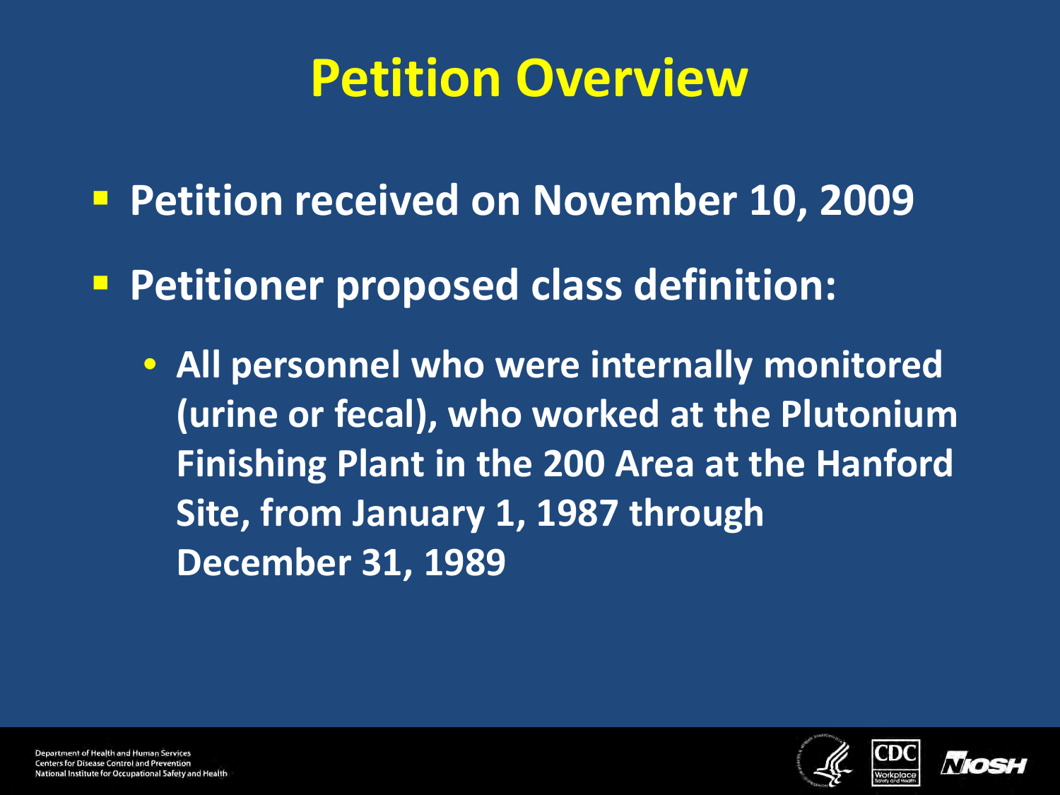# Petition Overview

- Petition received on November 10, 2009
- Petitioner proposed class definition:
  - All personnel who were internally monitored (urine or fecal), who worked at the Plutonium Finishing Plant in the 200 Area at the Hanford Site, from January 1, 1987 through December 31, 1989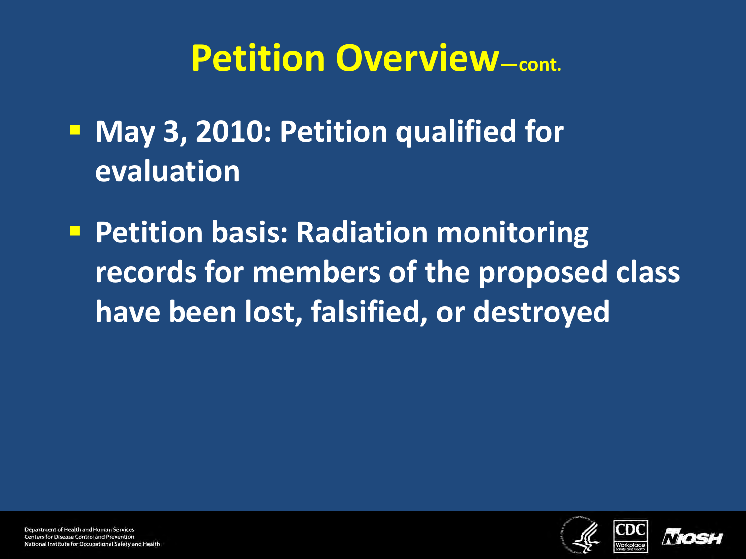# Petition Overview—cont.

- **May 3, 2010: Petition qualified for evaluation**
- **Petition basis: Radiation monitoring records for members of the proposed class have been lost, falsified, or destroyed**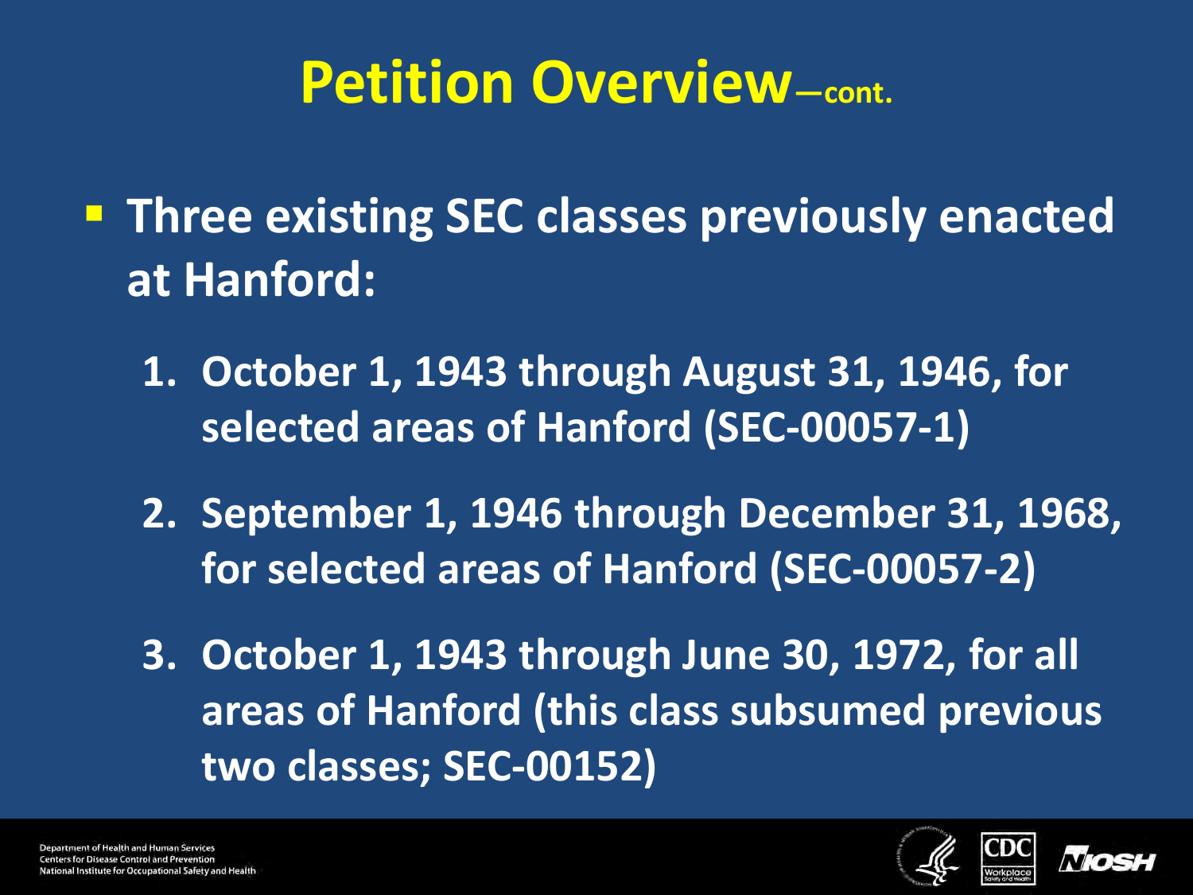# Petition Overview—cont.

- **Three existing SEC classes previously enacted at Hanford:**
  1. **October 1, 1943 through August 31, 1946, for selected areas of Hanford (SEC-00057-1)**
  2. **September 1, 1946 through December 31, 1968, for selected areas of Hanford (SEC-00057-2)**
  3. **October 1, 1943 through June 30, 1972, for all areas of Hanford (this class subsumed previous two classes; SEC-00152)**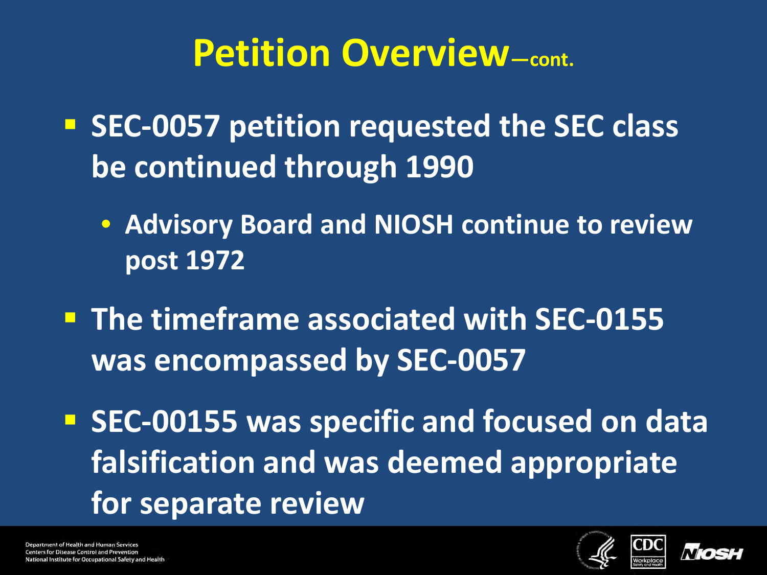# Petition Overview—cont.

- SEC-0057 petition requested the SEC class be continued through 1990
  - Advisory Board and NIOSH continue to review post 1972
- The timeframe associated with SEC-0155 was encompassed by SEC-0057
- SEC-00155 was specific and focused on data falsification and was deemed appropriate for separate review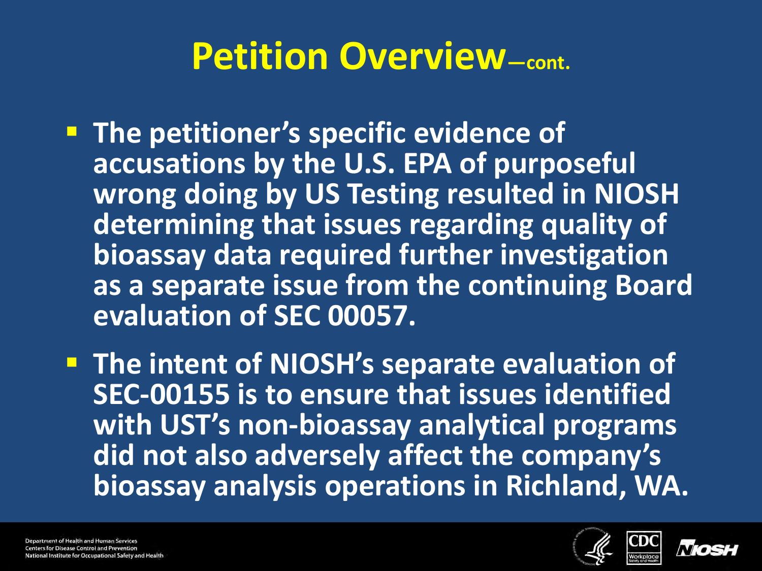# Petition Overview—cont.

- **The petitioner's specific evidence of accusations by the U.S. EPA of purposeful wrong doing by US Testing resulted in NIOSH determining that issues regarding quality of bioassay data required further investigation as a separate issue from the continuing Board evaluation of SEC 00057.**
- **The intent of NIOSH's separate evaluation of SEC-00155 is to ensure that issues identified with UST's non-bioassay analytical programs did not also adversely affect the company's bioassay analysis operations in Richland, WA.**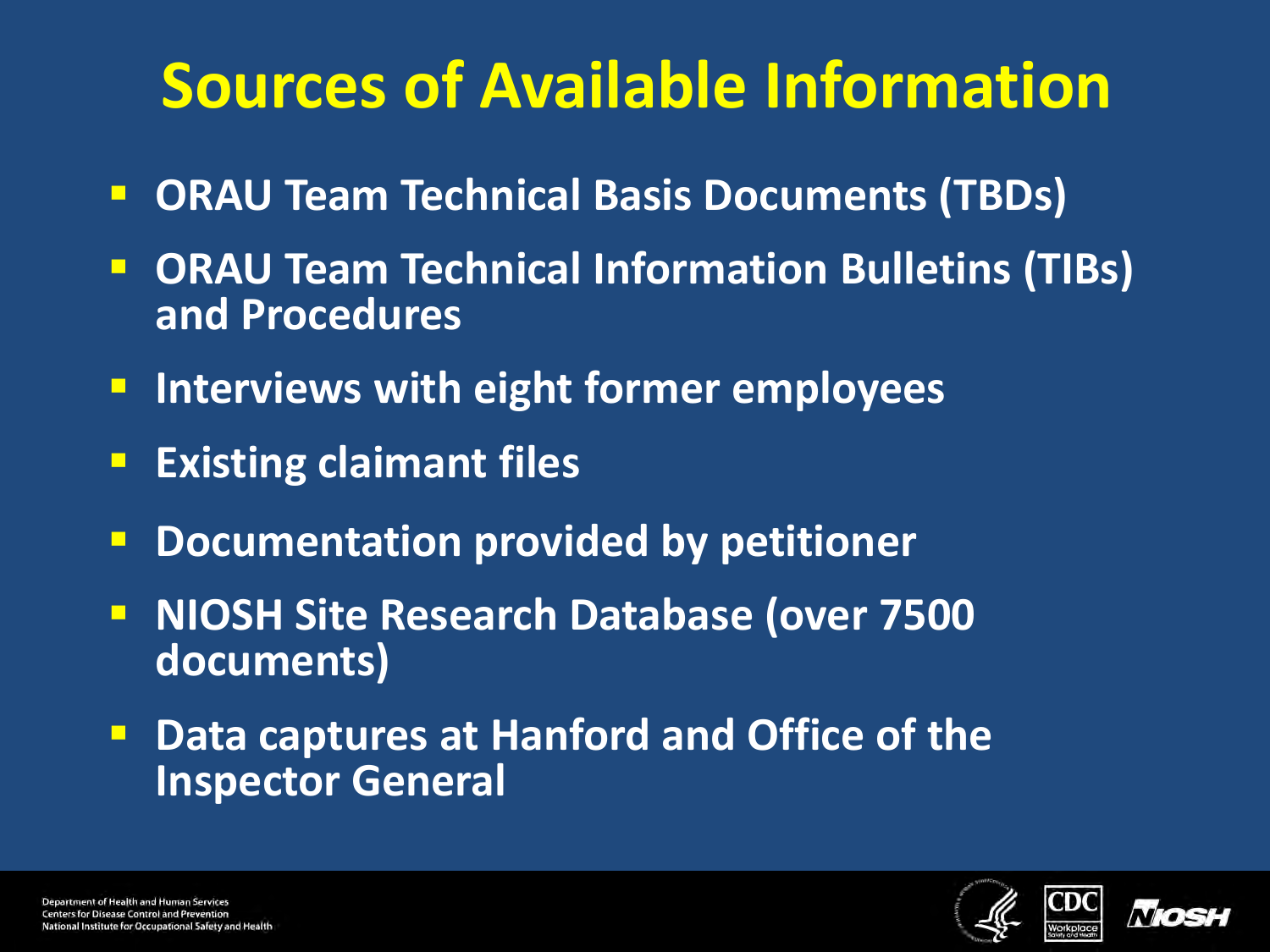# Sources of Available Information

- ORAU Team Technical Basis Documents (TBDs)
- ORAU Team Technical Information Bulletins (TIBs) and Procedures
- Interviews with eight former employees
- Existing claimant files
- Documentation provided by petitioner
- NIOSH Site Research Database (over 7500 documents)
- Data captures at Hanford and Office of the Inspector General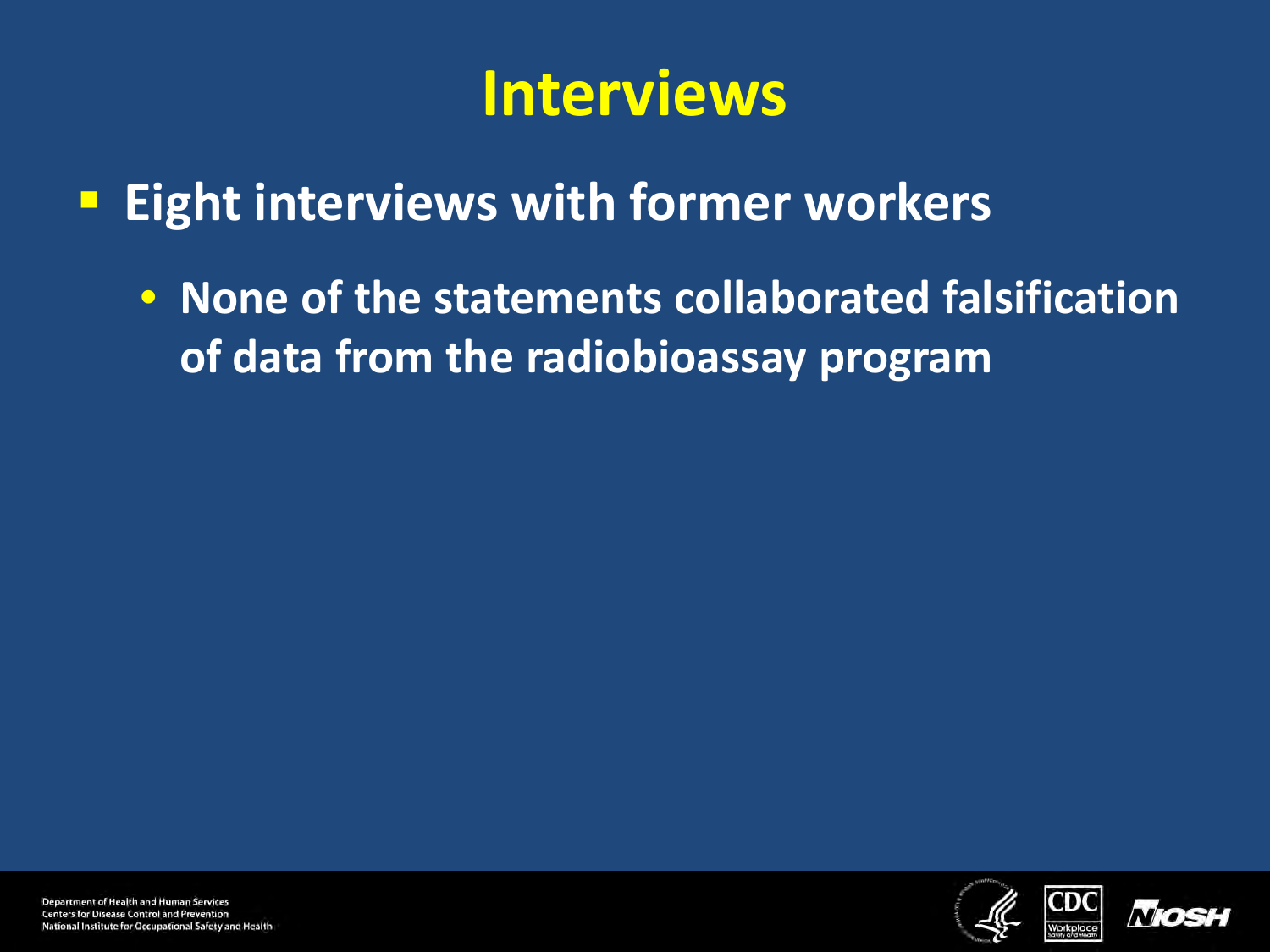# Interviews

- Eight interviews with former workers
  - None of the statements collaborated falsification of data from the radiobioassay program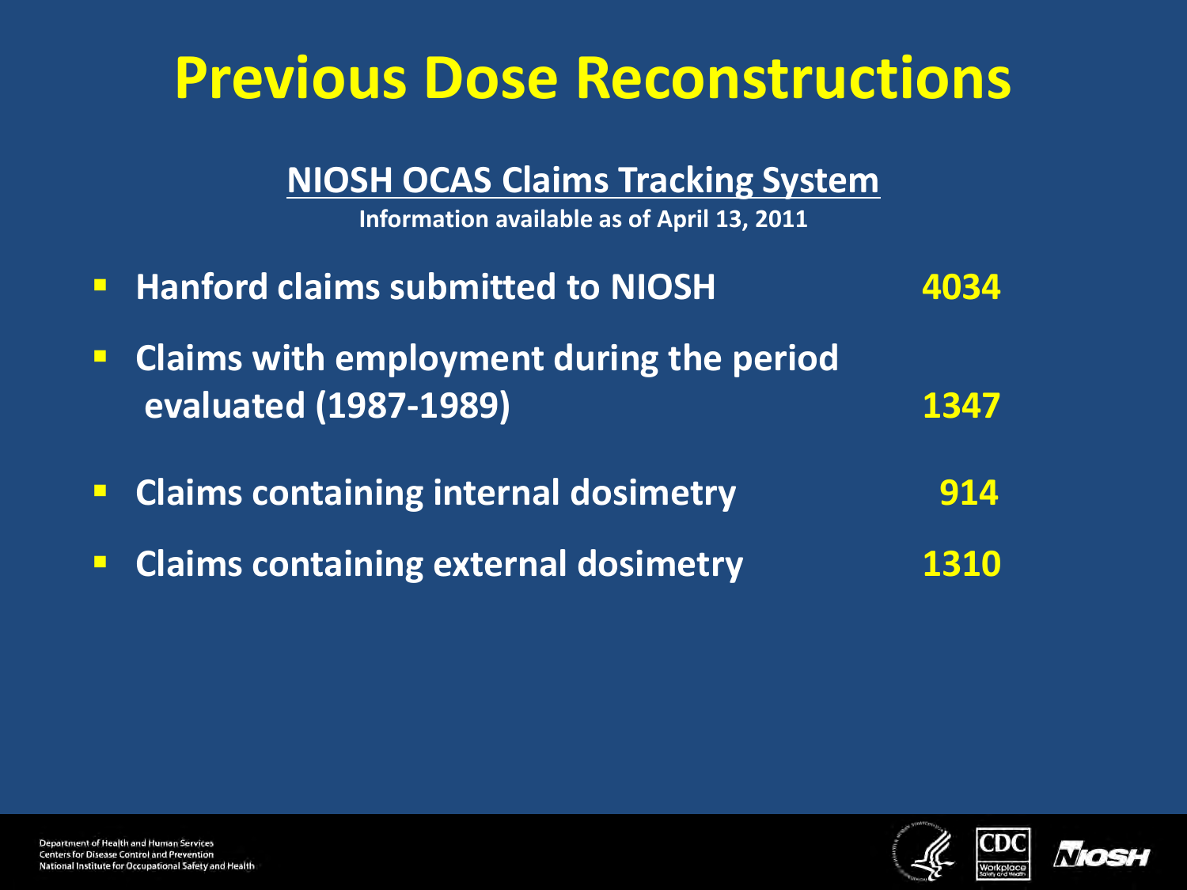# Previous Dose Reconstructions

## NIOSH OCAS Claims Tracking System

**Information available as of April 13, 2011**

| Item | Count |
|---|---|
| Hanford claims submitted to NIOSH | 4034 |
| Claims with employment during the period evaluated (1987-1989) | 1347 |
| Claims containing internal dosimetry | 914 |
| Claims containing external dosimetry | 1310 |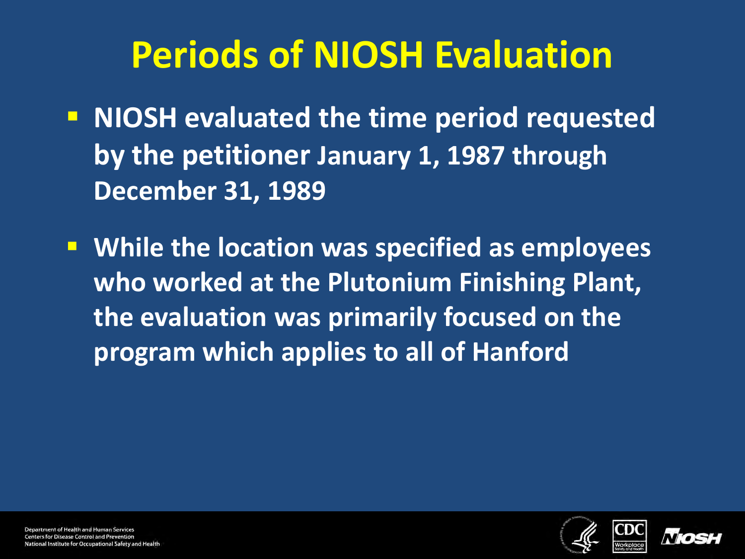# Periods of NIOSH Evaluation

- NIOSH evaluated the time period requested by the petitioner January 1, 1987 through December 31, 1989
- While the location was specified as employees who worked at the Plutonium Finishing Plant, the evaluation was primarily focused on the program which applies to all of Hanford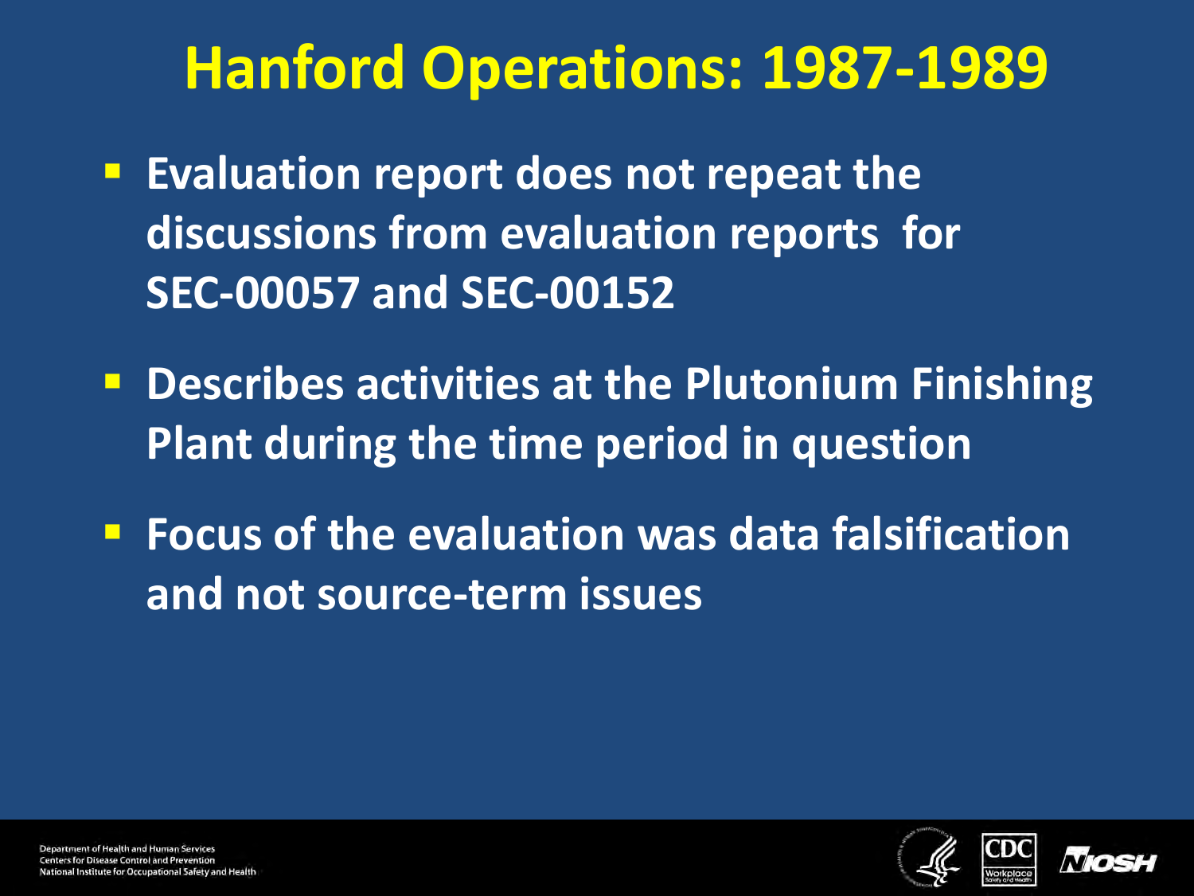# Hanford Operations: 1987-1989

- **Evaluation report does not repeat the discussions from evaluation reports for SEC-00057 and SEC-00152**
- **Describes activities at the Plutonium Finishing Plant during the time period in question**
- **Focus of the evaluation was data falsification and not source-term issues**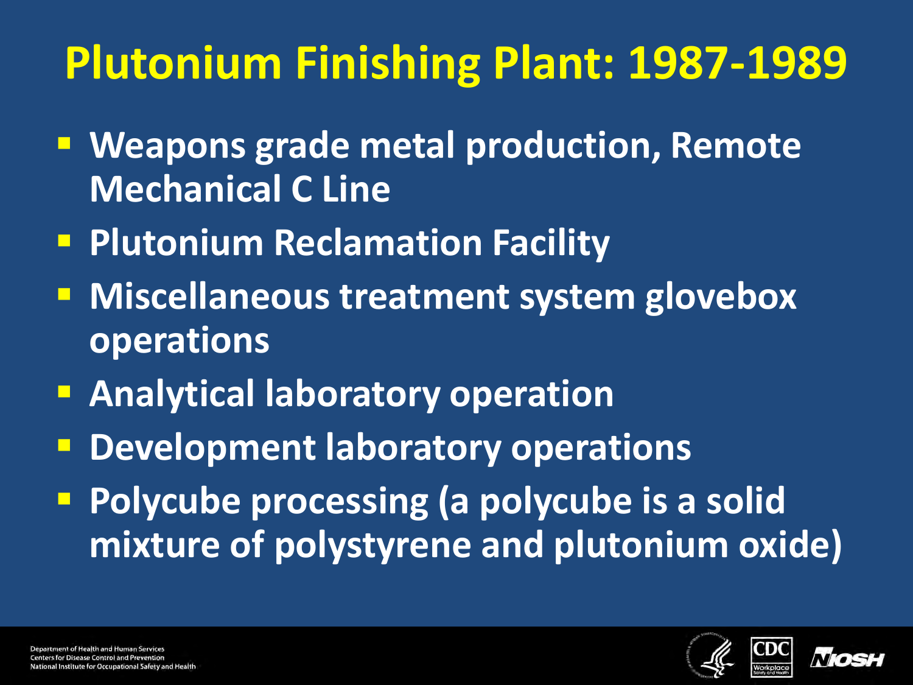# Plutonium Finishing Plant: 1987-1989

- Weapons grade metal production, Remote Mechanical C Line
- Plutonium Reclamation Facility
- Miscellaneous treatment system glovebox operations
- Analytical laboratory operation
- Development laboratory operations
- Polycube processing (a polycube is a solid mixture of polystyrene and plutonium oxide)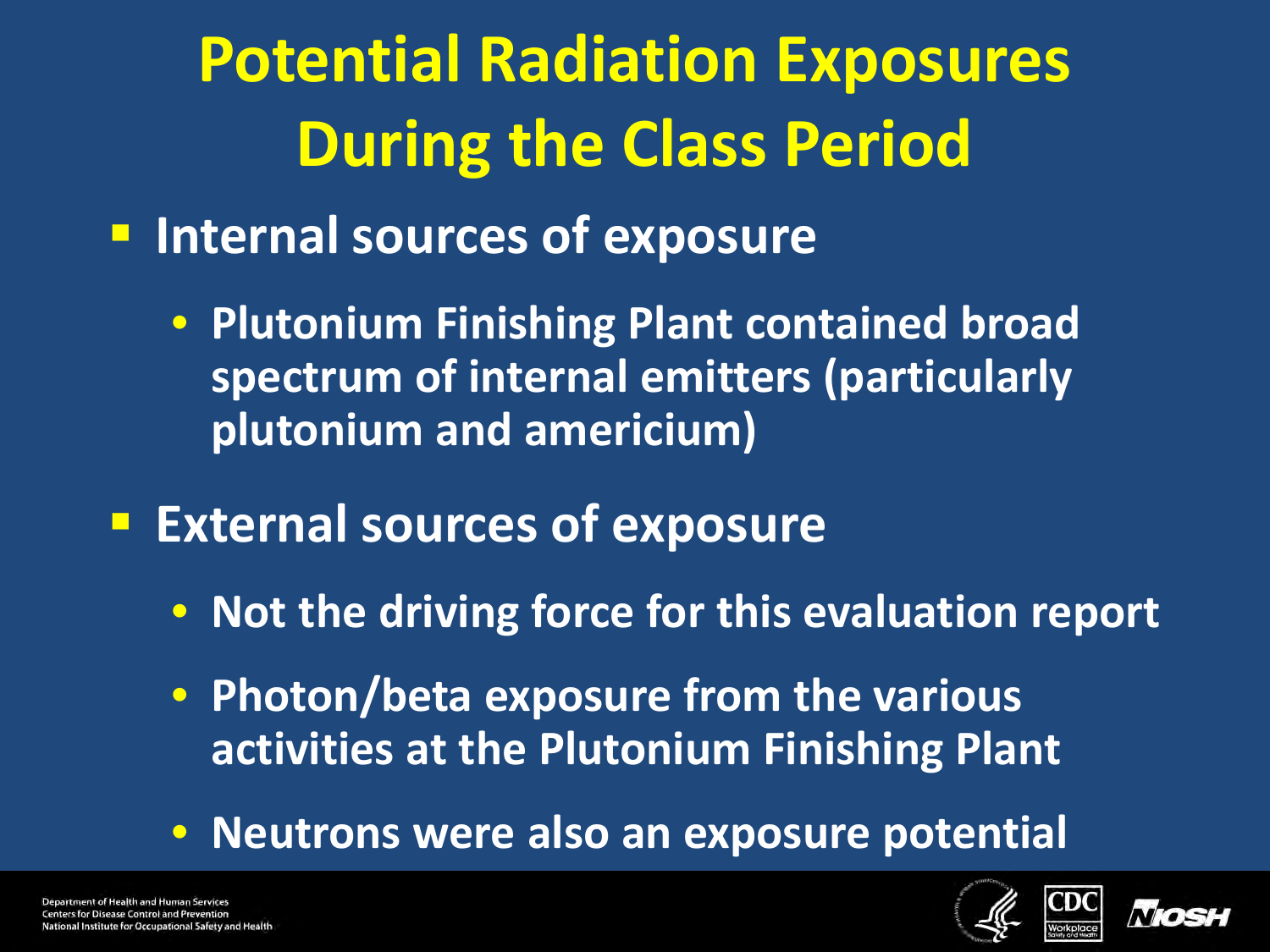# Potential Radiation Exposures During the Class Period

- **Internal sources of exposure**
  - **Plutonium Finishing Plant contained broad spectrum of internal emitters (particularly plutonium and americium)**
- **External sources of exposure**
  - **Not the driving force for this evaluation report**
  - **Photon/beta exposure from the various activities at the Plutonium Finishing Plant**
  - **Neutrons were also an exposure potential**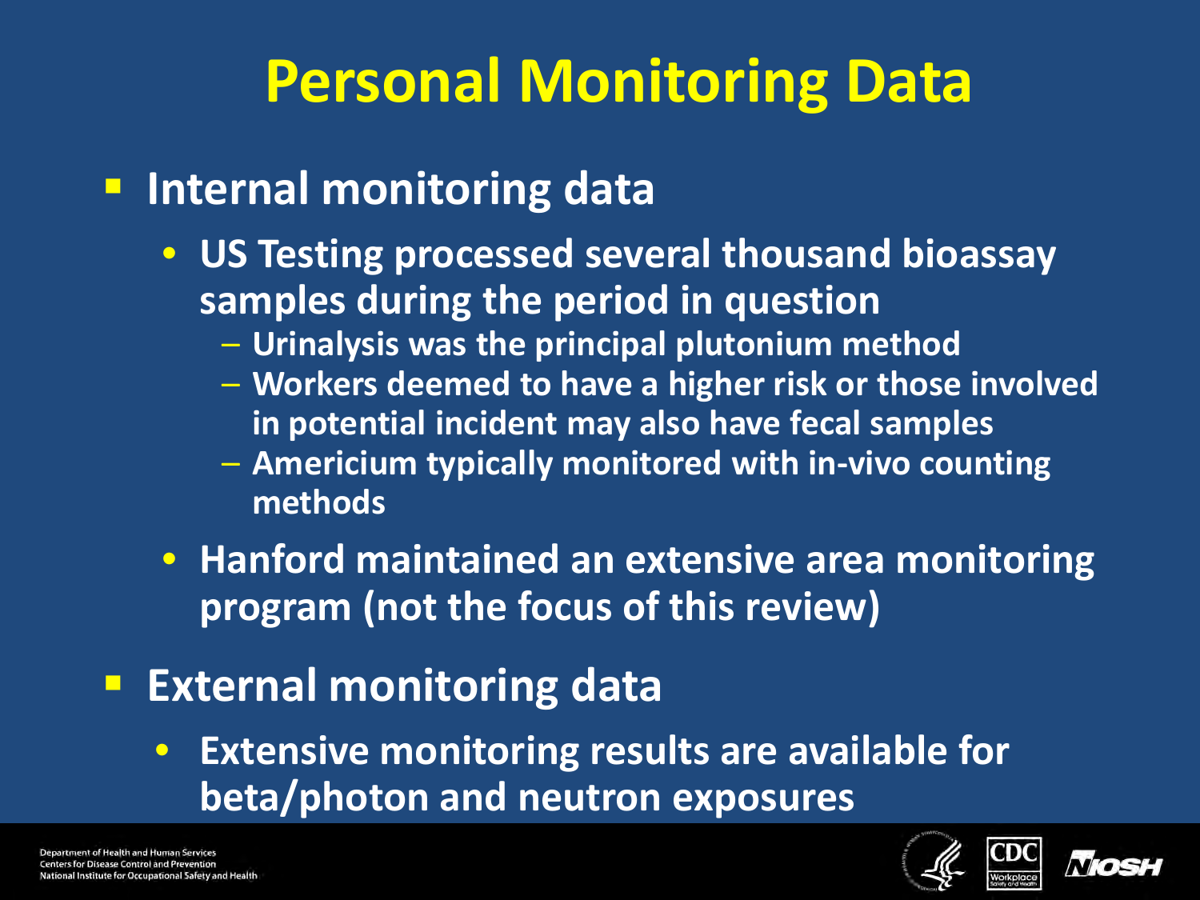# Personal Monitoring Data

- **Internal monitoring data**
  - **US Testing processed several thousand bioassay samples during the period in question**
    - **Urinalysis was the principal plutonium method**
    - **Workers deemed to have a higher risk or those involved in potential incident may also have fecal samples**
    - **Americium typically monitored with in-vivo counting methods**
  - **Hanford maintained an extensive area monitoring program (not the focus of this review)**
- **External monitoring data**
  - **Extensive monitoring results are available for beta/photon and neutron exposures**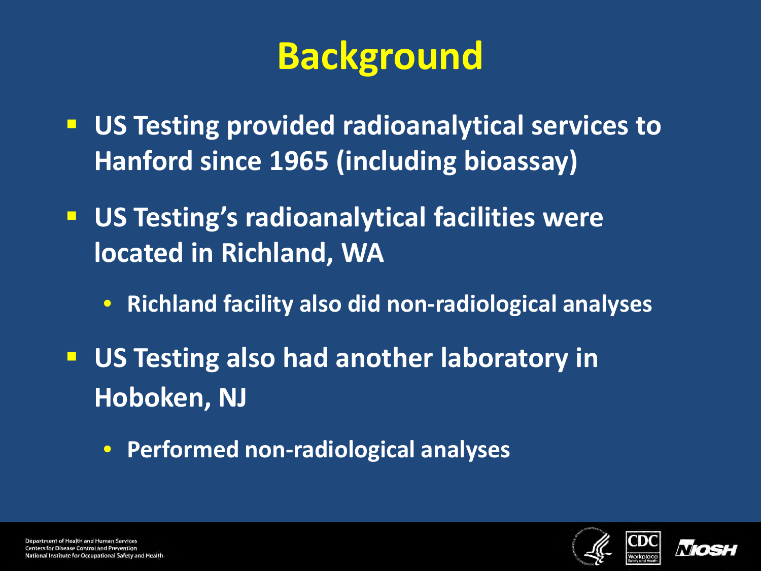# Background

- US Testing provided radioanalytical services to Hanford since 1965 (including bioassay)
- US Testing's radioanalytical facilities were located in Richland, WA
  - Richland facility also did non-radiological analyses
- US Testing also had another laboratory in Hoboken, NJ
  - Performed non-radiological analyses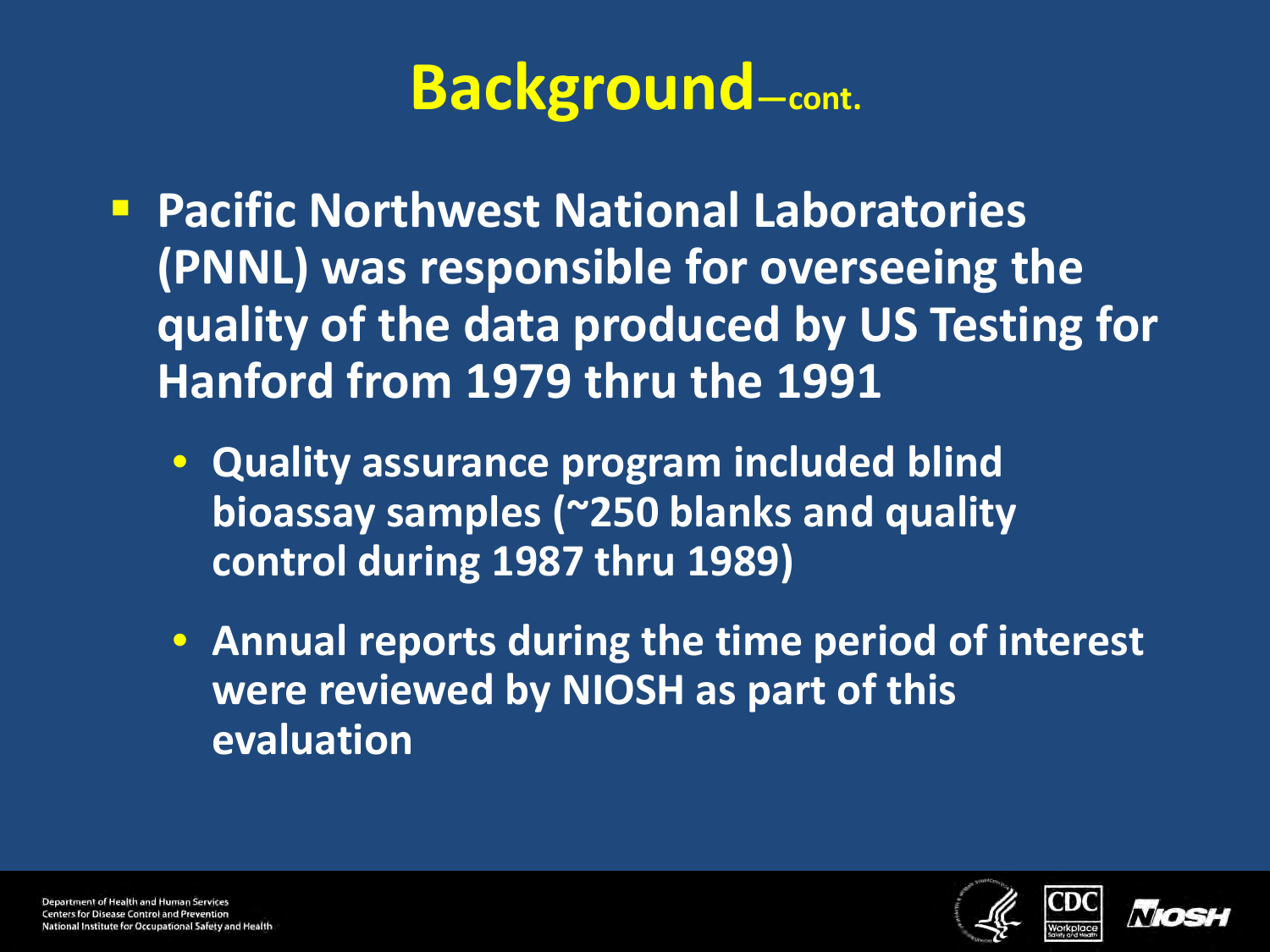# Background—cont.

- Pacific Northwest National Laboratories (PNNL) was responsible for overseeing the quality of the data produced by US Testing for Hanford from 1979 thru the 1991
  - Quality assurance program included blind bioassay samples (~250 blanks and quality control during 1987 thru 1989)
  - Annual reports during the time period of interest were reviewed by NIOSH as part of this evaluation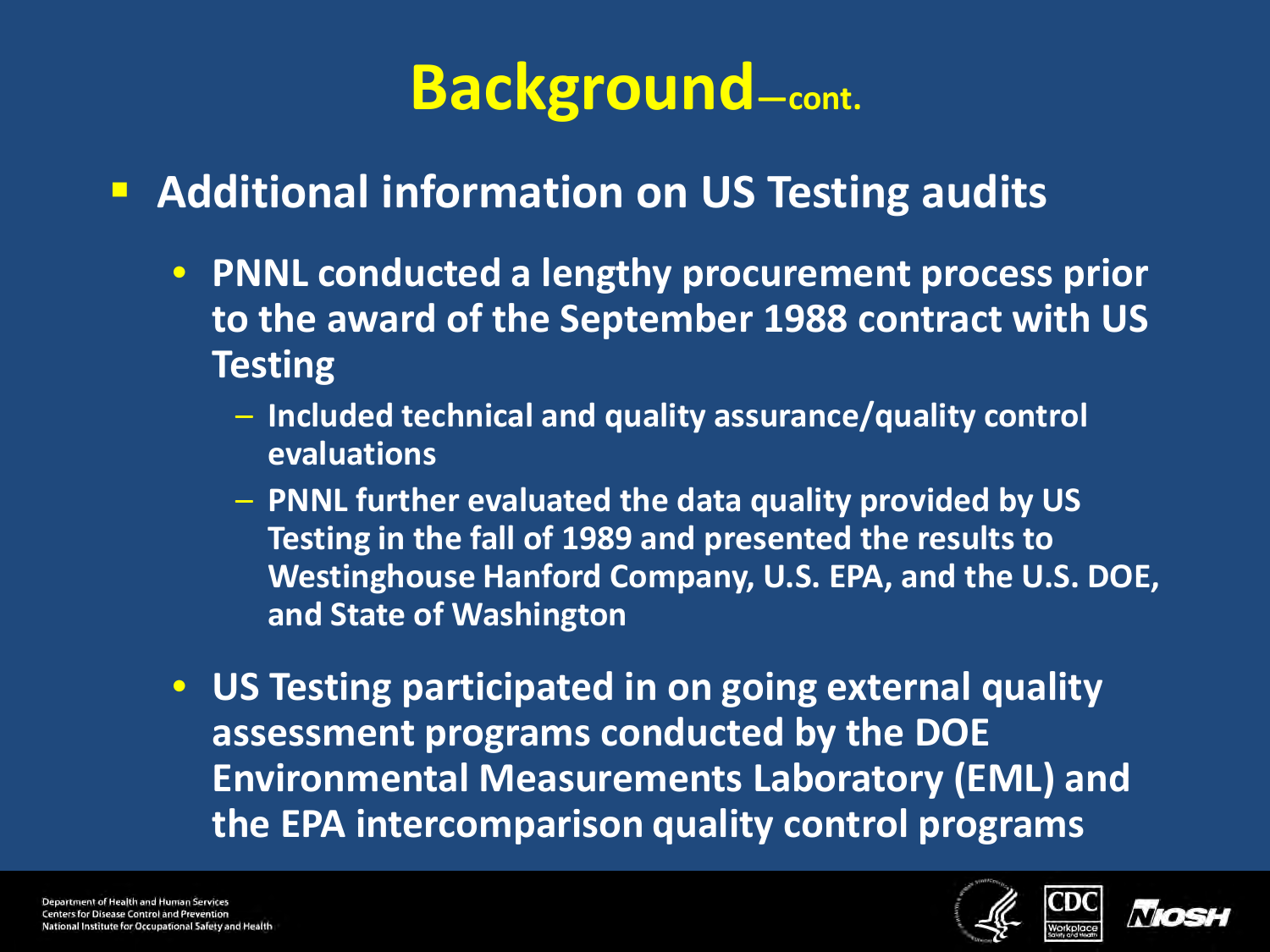# Background—cont.

- **Additional information on US Testing audits**
  - **PNNL conducted a lengthy procurement process prior to the award of the September 1988 contract with US Testing**
    - **Included technical and quality assurance/quality control evaluations**
    - **PNNL further evaluated the data quality provided by US Testing in the fall of 1989 and presented the results to Westinghouse Hanford Company, U.S. EPA, and the U.S. DOE, and State of Washington**
  - **US Testing participated in on going external quality assessment programs conducted by the DOE Environmental Measurements Laboratory (EML) and the EPA intercomparison quality control programs**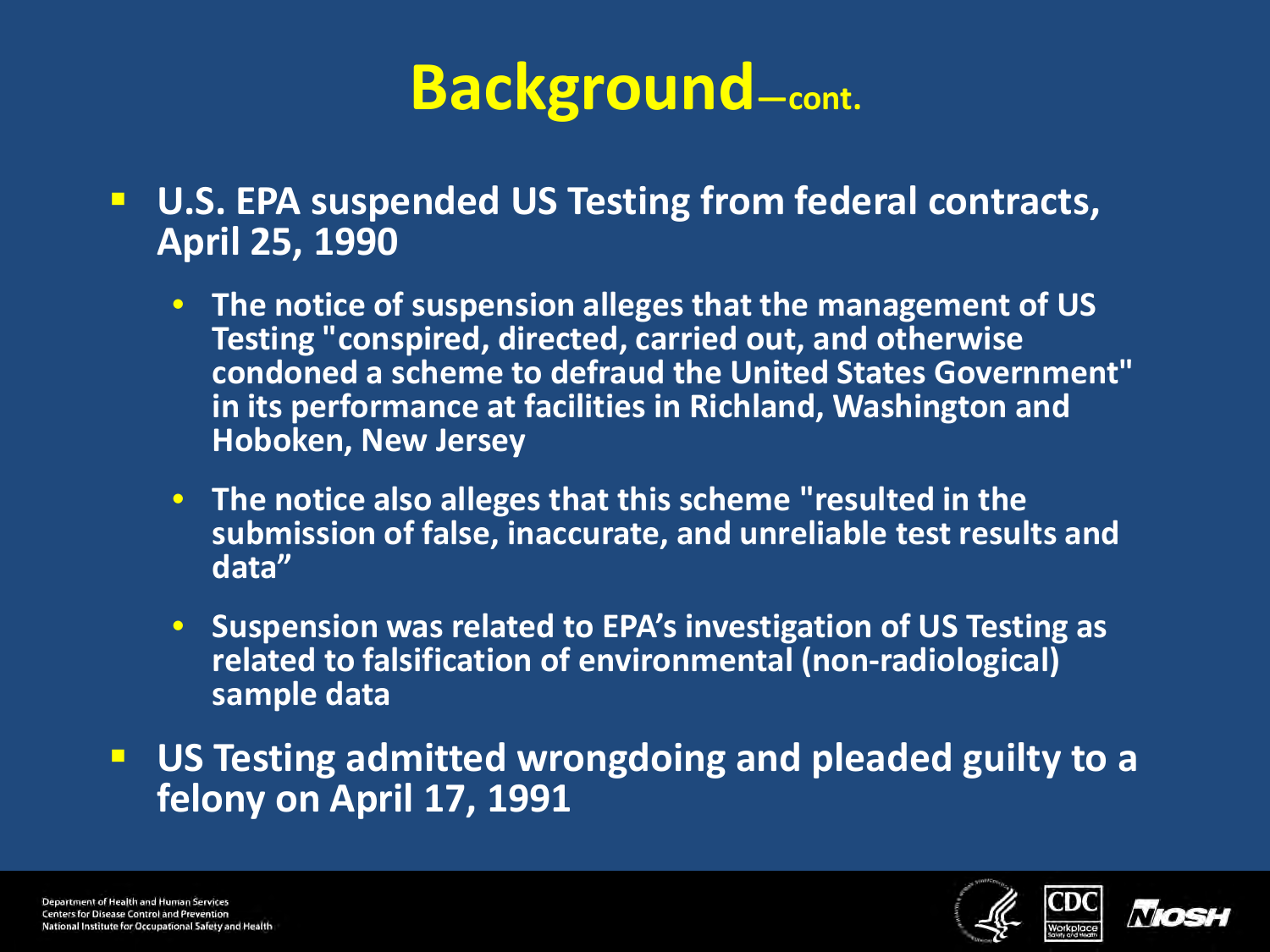# Background—cont.

- U.S. EPA suspended US Testing from federal contracts, April 25, 1990
  - The notice of suspension alleges that the management of US Testing "conspired, directed, carried out, and otherwise condoned a scheme to defraud the United States Government" in its performance at facilities in Richland, Washington and Hoboken, New Jersey
  - The notice also alleges that this scheme "resulted in the submission of false, inaccurate, and unreliable test results and data"
  - Suspension was related to EPA's investigation of US Testing as related to falsification of environmental (non-radiological) sample data
- US Testing admitted wrongdoing and pleaded guilty to a felony on April 17, 1991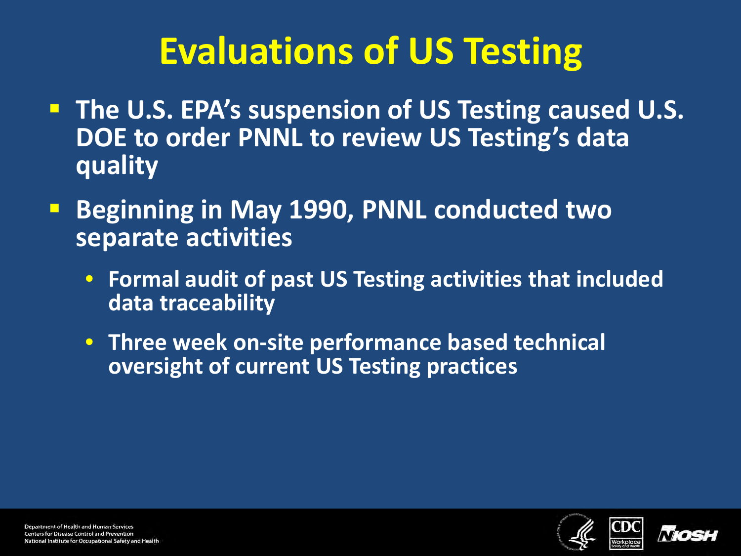# Evaluations of US Testing

- The U.S. EPA's suspension of US Testing caused U.S. DOE to order PNNL to review US Testing's data quality
- Beginning in May 1990, PNNL conducted two separate activities
  - Formal audit of past US Testing activities that included data traceability
  - Three week on-site performance based technical oversight of current US Testing practices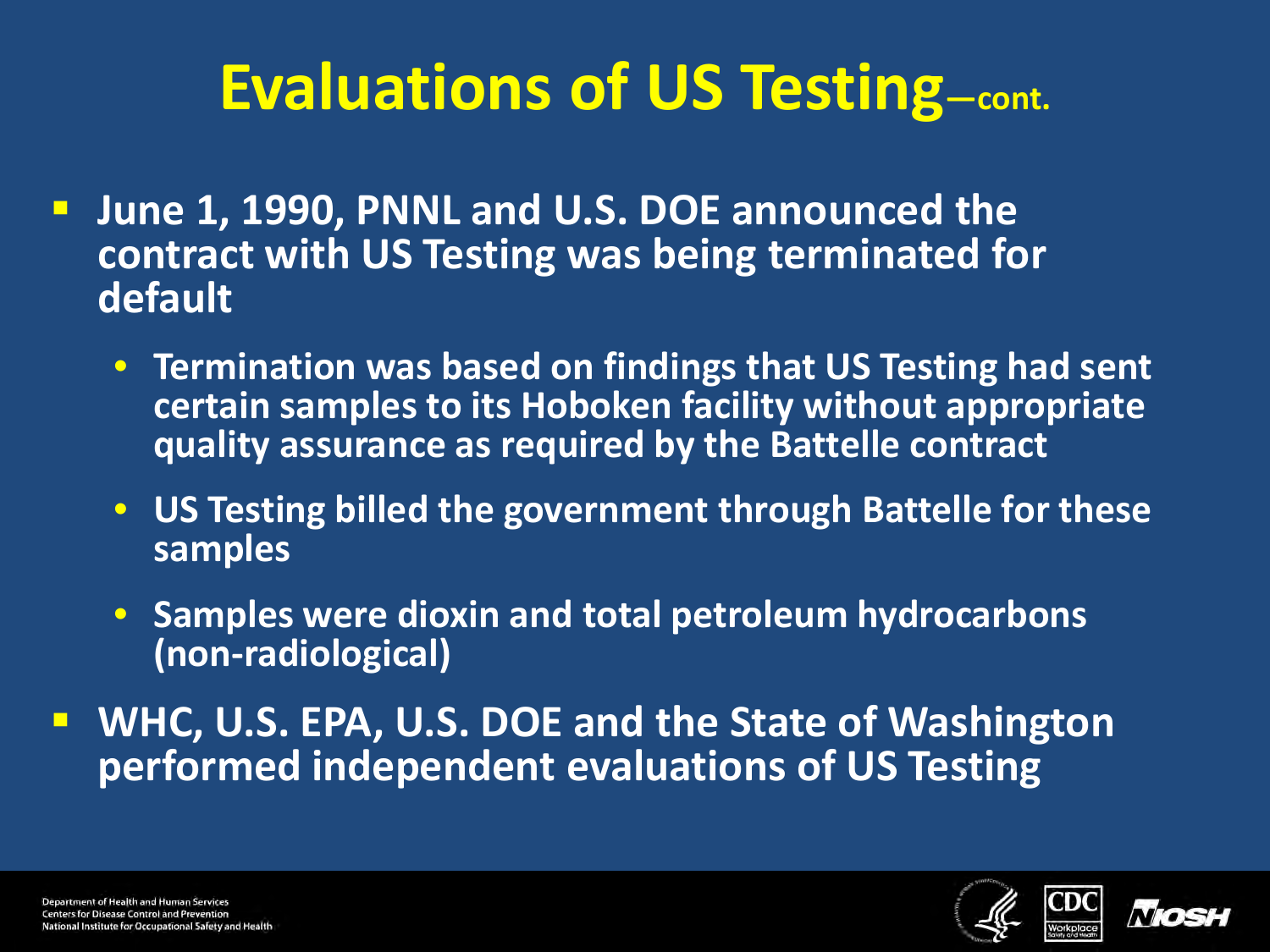# Evaluations of US Testing—cont.

- June 1, 1990, PNNL and U.S. DOE announced the contract with US Testing was being terminated for default
  - Termination was based on findings that US Testing had sent certain samples to its Hoboken facility without appropriate quality assurance as required by the Battelle contract
  - US Testing billed the government through Battelle for these samples
  - Samples were dioxin and total petroleum hydrocarbons (non-radiological)
- WHC, U.S. EPA, U.S. DOE and the State of Washington performed independent evaluations of US Testing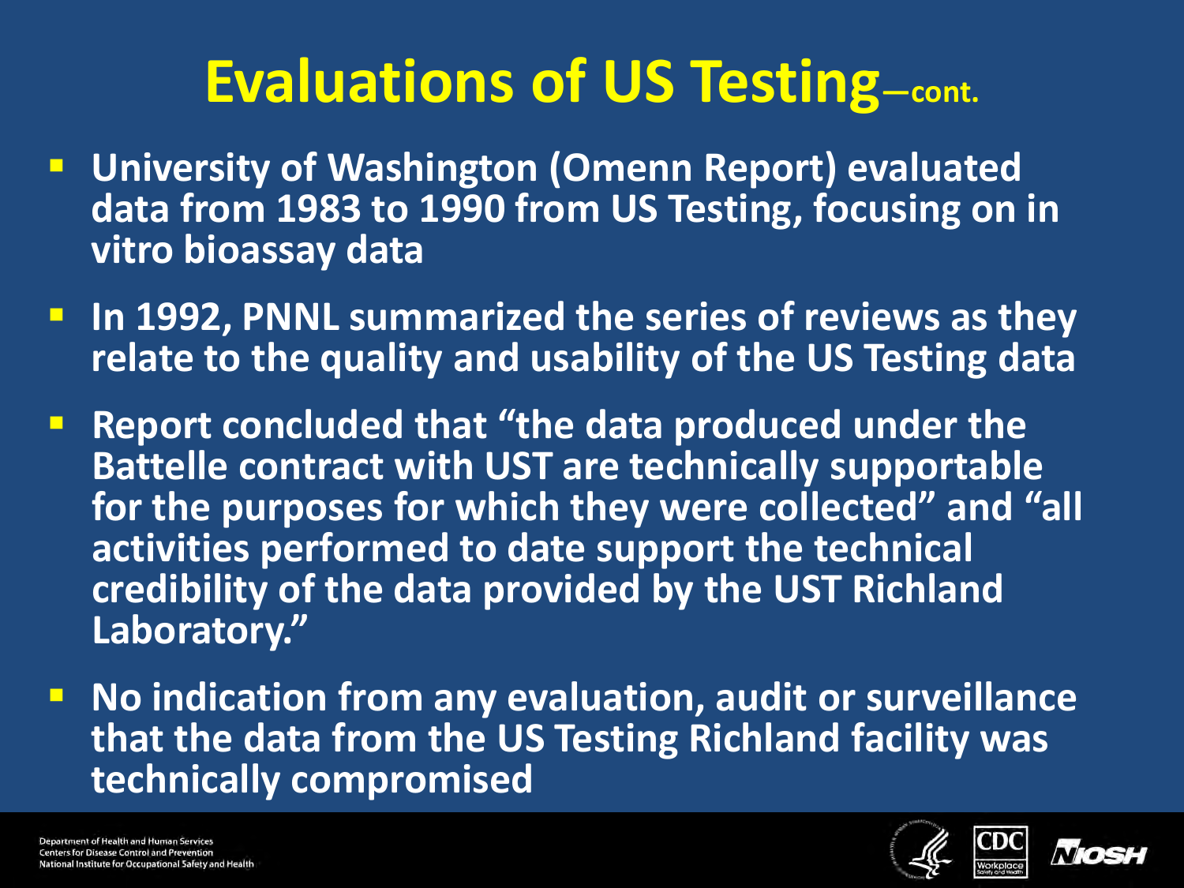# Evaluations of US Testing—cont.

- University of Washington (Omenn Report) evaluated data from 1983 to 1990 from US Testing, focusing on in vitro bioassay data
- In 1992, PNNL summarized the series of reviews as they relate to the quality and usability of the US Testing data
- Report concluded that "the data produced under the Battelle contract with UST are technically supportable for the purposes for which they were collected" and "all activities performed to date support the technical credibility of the data provided by the UST Richland Laboratory."
- No indication from any evaluation, audit or surveillance that the data from the US Testing Richland facility was technically compromised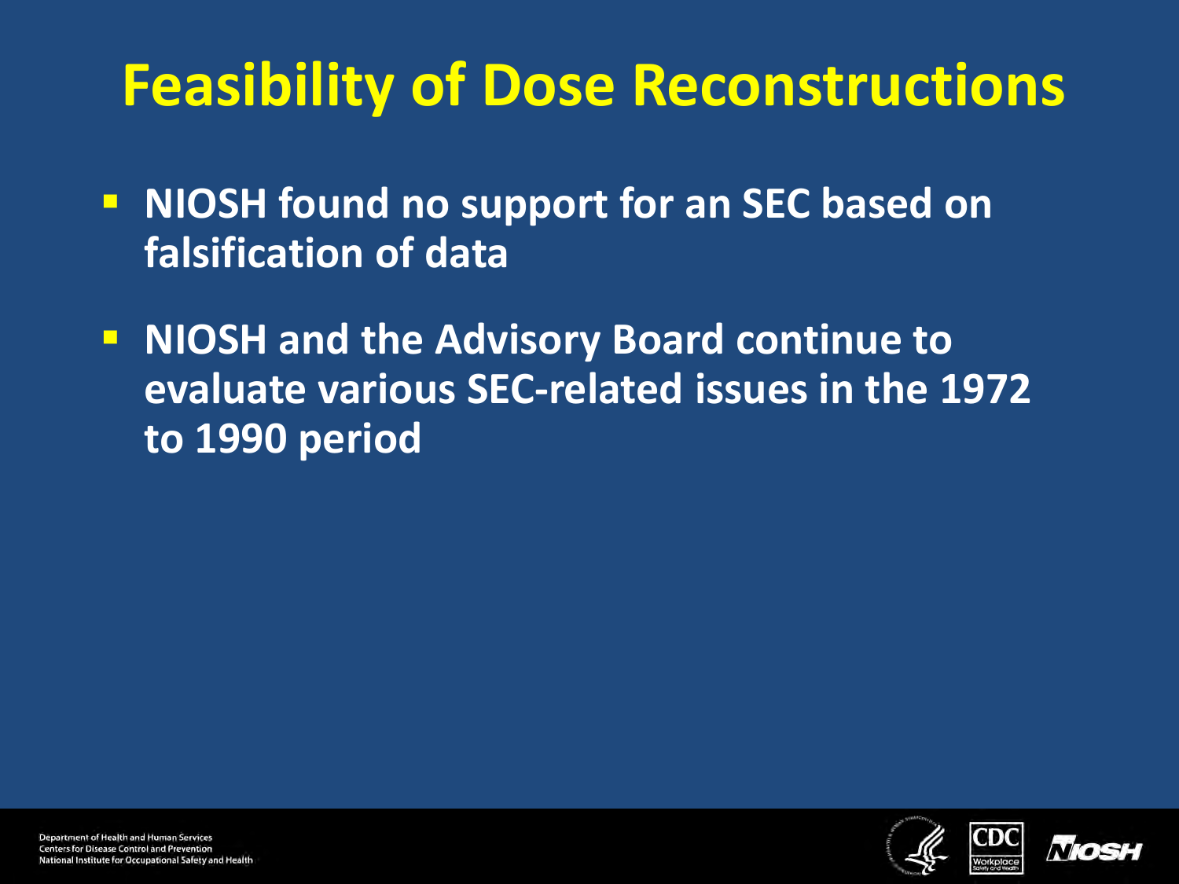# Feasibility of Dose Reconstructions

- NIOSH found no support for an SEC based on falsification of data
- NIOSH and the Advisory Board continue to evaluate various SEC-related issues in the 1972 to 1990 period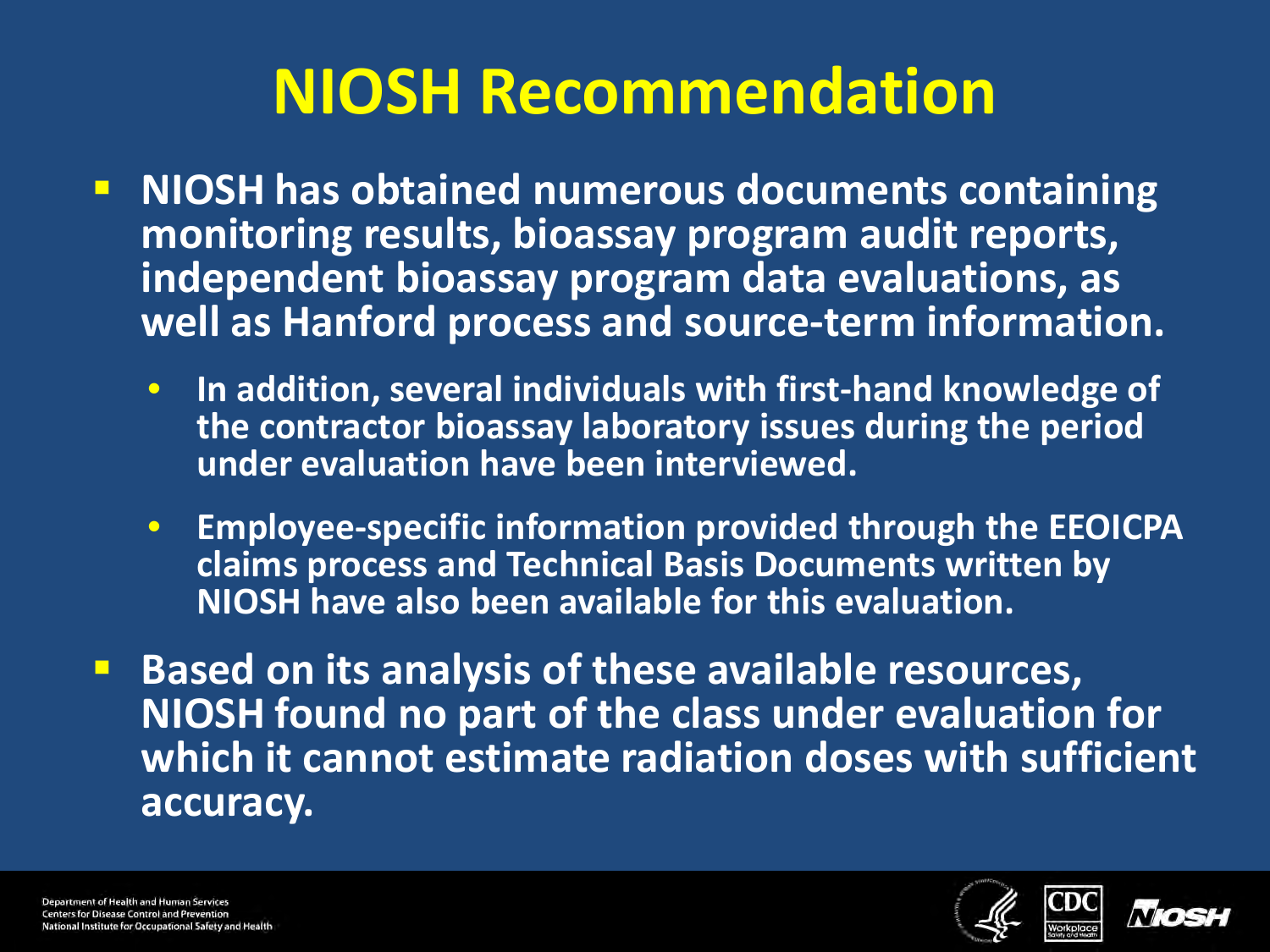# NIOSH Recommendation

- NIOSH has obtained numerous documents containing monitoring results, bioassay program audit reports, independent bioassay program data evaluations, as well as Hanford process and source-term information.
  - In addition, several individuals with first-hand knowledge of the contractor bioassay laboratory issues during the period under evaluation have been interviewed.
  - Employee-specific information provided through the EEOICPA claims process and Technical Basis Documents written by NIOSH have also been available for this evaluation.
- Based on its analysis of these available resources, NIOSH found no part of the class under evaluation for which it cannot estimate radiation doses with sufficient accuracy.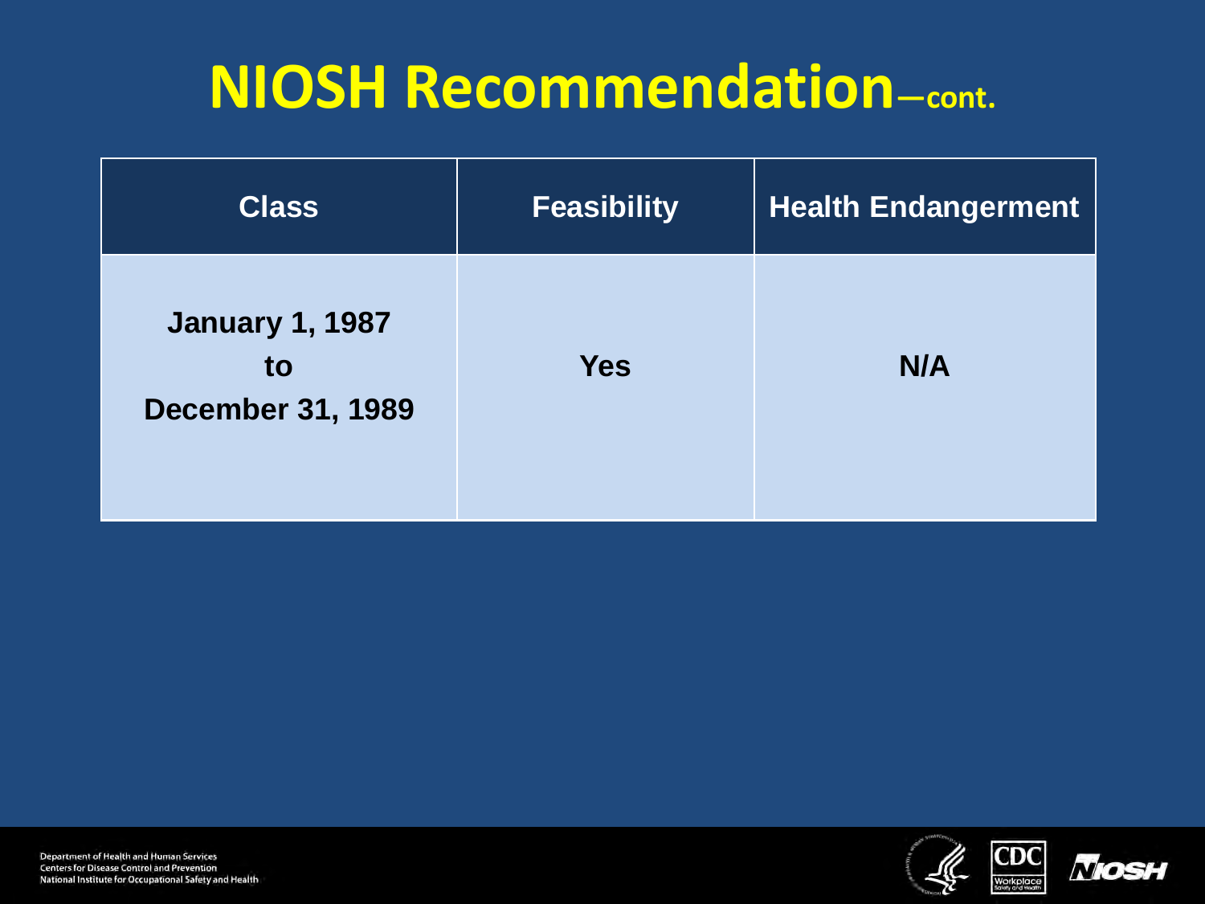# NIOSH Recommendation—cont.

| Class | Feasibility | Health Endangerment |
|---|---|---|
| January 1, 1987 to December 31, 1989 | Yes | N/A |